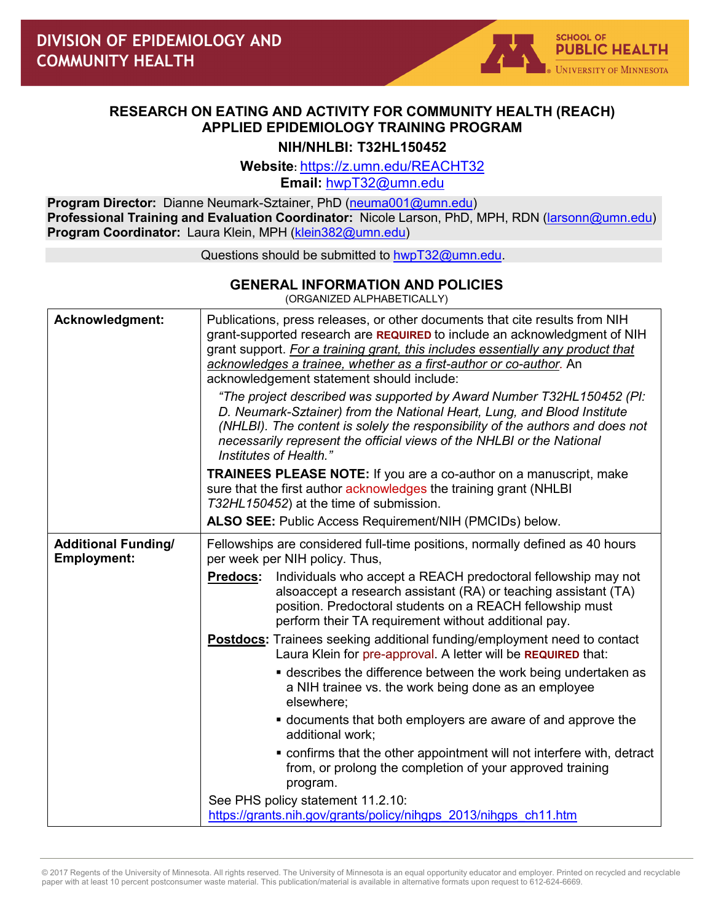DIVISION OF EPIDEMIOLOGY AND COMMUNITY HEALTH

SCHOOL OF PUBLIC HEALTH
UNIVERSITY OF MINNESOTA

# RESEARCH ON EATING AND ACTIVITY FOR COMMUNITY HEALTH (REACH) APPLIED EPIDEMIOLOGY TRAINING PROGRAM

## NIH/NHLBI: T32HL150452

**Website**: https://z.umn.edu/REACHT32
**Email:** hwpT32@umn.edu

**Program Director:** Dianne Neumark-Sztainer, PhD (neuma001@umn.edu)
**Professional Training and Evaluation Coordinator:** Nicole Larson, PhD, MPH, RDN (larsonn@umn.edu)
**Program Coordinator:** Laura Klein, MPH (klein382@umn.edu)

Questions should be submitted to hwpT32@umn.edu.

## GENERAL INFORMATION AND POLICIES

(ORGANIZED ALPHABETICALLY)

| | |
|---|---|
| **Acknowledgment:** | Publications, press releases, or other documents that cite results from NIH grant-supported research are **REQUIRED** to include an acknowledgment of NIH grant support. *For a training grant, this includes essentially any product that acknowledges a trainee, whether as a first-author or co-author*. An acknowledgement statement should include:<br>*"The project described was supported by Award Number T32HL150452 (PI: D. Neumark-Sztainer) from the National Heart, Lung, and Blood Institute (NHLBI). The content is solely the responsibility of the authors and does not necessarily represent the official views of the NHLBI or the National Institutes of Health."*<br>**TRAINEES PLEASE NOTE:** If you are a co-author on a manuscript, make sure that the first author acknowledges the training grant (NHLBI *T32HL150452*) at the time of submission.<br>**ALSO SEE:** Public Access Requirement/NIH (PMCIDs) below. |
| **Additional Funding/ Employment:** | Fellowships are considered full-time positions, normally defined as 40 hours per week per NIH policy. Thus,<br>**Predocs:** Individuals who accept a REACH predoctoral fellowship may not alsoaccept a research assistant (RA) or teaching assistant (TA) position. Predoctoral students on a REACH fellowship must perform their TA requirement without additional pay.<br>**Postdocs:** Trainees seeking additional funding/employment need to contact Laura Klein for pre-approval. A letter will be **REQUIRED** that:<br>▪ describes the difference between the work being undertaken as a NIH trainee vs. the work being done as an employee elsewhere;<br>▪ documents that both employers are aware of and approve the additional work;<br>▪ confirms that the other appointment will not interfere with, detract from, or prolong the completion of your approved training program.<br>See PHS policy statement 11.2.10: https://grants.nih.gov/grants/policy/nihgps_2013/nihgps_ch11.htm |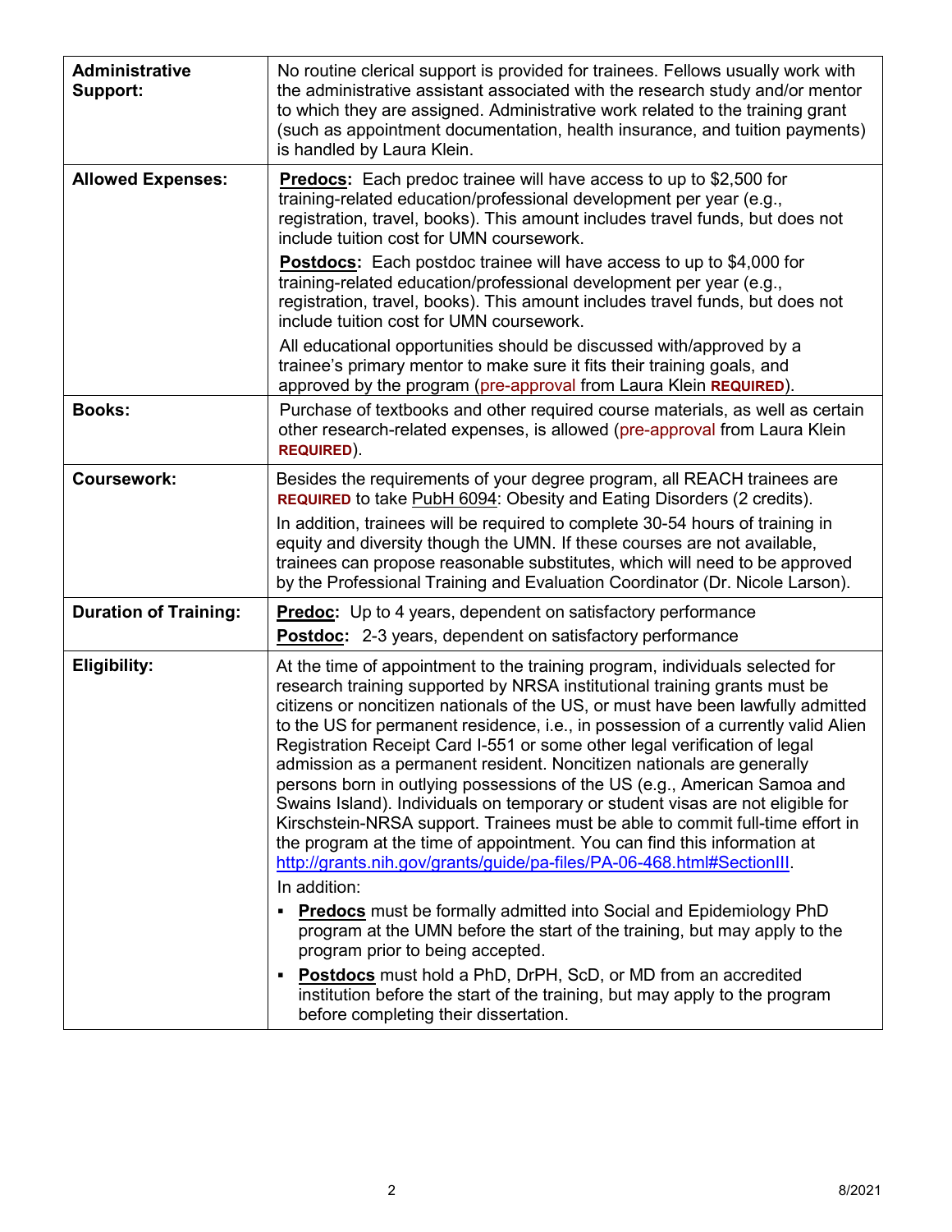| | |
|---|---|
| **Administrative Support:** | No routine clerical support is provided for trainees. Fellows usually work with the administrative assistant associated with the research study and/or mentor to which they are assigned. Administrative work related to the training grant (such as appointment documentation, health insurance, and tuition payments) is handled by Laura Klein. |
| **Allowed Expenses:** | **Predocs:** Each predoc trainee will have access to up to $2,500 for training-related education/professional development per year (e.g., registration, travel, books). This amount includes travel funds, but does not include tuition cost for UMN coursework.<br>**Postdocs:** Each postdoc trainee will have access to up to $4,000 for training-related education/professional development per year (e.g., registration, travel, books). This amount includes travel funds, but does not include tuition cost for UMN coursework.<br>All educational opportunities should be discussed with/approved by a trainee's primary mentor to make sure it fits their training goals, and approved by the program (pre-approval from Laura Klein **REQUIRED**). |
| **Books:** | Purchase of textbooks and other required course materials, as well as certain other research-related expenses, is allowed (pre-approval from Laura Klein **REQUIRED**). |
| **Coursework:** | Besides the requirements of your degree program, all REACH trainees are **REQUIRED** to take PubH 6094: Obesity and Eating Disorders (2 credits).<br>In addition, trainees will be required to complete 30-54 hours of training in equity and diversity though the UMN. If these courses are not available, trainees can propose reasonable substitutes, which will need to be approved by the Professional Training and Evaluation Coordinator (Dr. Nicole Larson). |
| **Duration of Training:** | **Predoc:** Up to 4 years, dependent on satisfactory performance<br>**Postdoc:** 2-3 years, dependent on satisfactory performance |
| **Eligibility:** | At the time of appointment to the training program, individuals selected for research training supported by NRSA institutional training grants must be citizens or noncitizen nationals of the US, or must have been lawfully admitted to the US for permanent residence, i.e., in possession of a currently valid Alien Registration Receipt Card I-551 or some other legal verification of legal admission as a permanent resident. Noncitizen nationals are generally persons born in outlying possessions of the US (e.g., American Samoa and Swains Island). Individuals on temporary or student visas are not eligible for Kirschstein-NRSA support. Trainees must be able to commit full-time effort in the program at the time of appointment. You can find this information at http://grants.nih.gov/grants/guide/pa-files/PA-06-468.html#SectionIII.<br>In addition:<br>▪ **Predocs** must be formally admitted into Social and Epidemiology PhD program at the UMN before the start of the training, but may apply to the program prior to being accepted.<br>▪ **Postdocs** must hold a PhD, DrPH, ScD, or MD from an accredited institution before the start of the training, but may apply to the program before completing their dissertation. |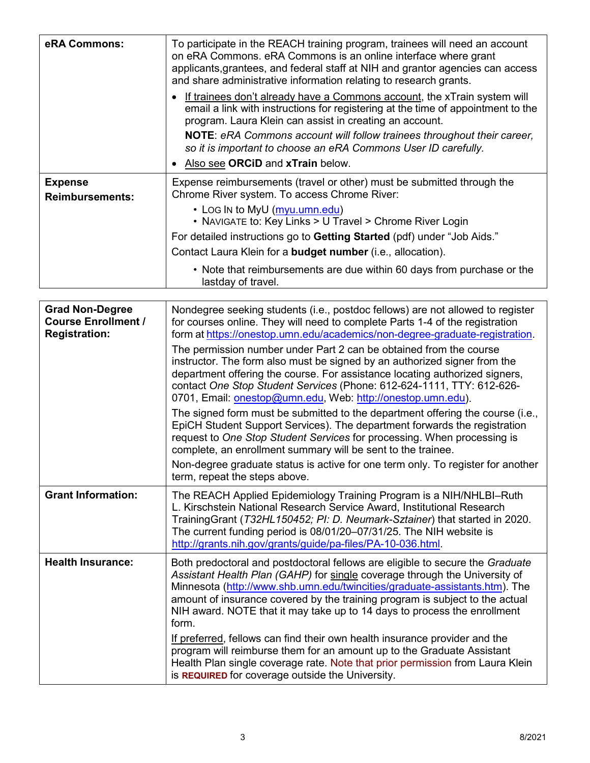| | |
|---|---|
| **eRA Commons:** | To participate in the REACH training program, trainees will need an account on eRA Commons. eRA Commons is an online interface where grant applicants,grantees, and federal staff at NIH and grantor agencies can access and share administrative information relating to research grants.<br>• If trainees don't already have a Commons account, the xTrain system will email a link with instructions for registering at the time of appointment to the program. Laura Klein can assist in creating an account.<br>**NOTE**: *eRA Commons account will follow trainees throughout their career, so it is important to choose an eRA Commons User ID carefully.*<br>• Also see **ORCiD** and **xTrain** below. |
| **Expense Reimbursements:** | Expense reimbursements (travel or other) must be submitted through the Chrome River system. To access Chrome River:<br>• LOG IN to MyU (myu.umn.edu)<br>• NAVIGATE to: Key Links > U Travel > Chrome River Login<br>For detailed instructions go to **Getting Started** (pdf) under "Job Aids."<br>Contact Laura Klein for a **budget number** (i.e., allocation).<br>• Note that reimbursements are due within 60 days from purchase or the lastday of travel. |

| | |
|---|---|
| **Grad Non-Degree Course Enrollment / Registration:** | Nondegree seeking students (i.e., postdoc fellows) are not allowed to register for courses online. They will need to complete Parts 1-4 of the registration form at https://onestop.umn.edu/academics/non-degree-graduate-registration.<br>The permission number under Part 2 can be obtained from the course instructor. The form also must be signed by an authorized signer from the department offering the course. For assistance locating authorized signers, contact *One Stop Student Services* (Phone: 612-624-1111, TTY: 612-626-0701, Email: onestop@umn.edu, Web: http://onestop.umn.edu).<br>The signed form must be submitted to the department offering the course (i.e., EpiCH Student Support Services). The department forwards the registration request to *One Stop Student Services* for processing. When processing is complete, an enrollment summary will be sent to the trainee.<br>Non-degree graduate status is active for one term only. To register for another term, repeat the steps above. |
| **Grant Information:** | The REACH Applied Epidemiology Training Program is a NIH/NHLBI–Ruth L. Kirschstein National Research Service Award, Institutional Research TrainingGrant (*T32HL150452; PI: D. Neumark-Sztainer*) that started in 2020. The current funding period is 08/01/20–07/31/25. The NIH website is http://grants.nih.gov/grants/guide/pa-files/PA-10-036.html. |
| **Health Insurance:** | Both predoctoral and postdoctoral fellows are eligible to secure the *Graduate Assistant Health Plan (GAHP)* for single coverage through the University of Minnesota (http://www.shb.umn.edu/twincities/graduate-assistants.htm). The amount of insurance covered by the training program is subject to the actual NIH award. NOTE that it may take up to 14 days to process the enrollment form.<br>If preferred, fellows can find their own health insurance provider and the program will reimburse them for an amount up to the Graduate Assistant Health Plan single coverage rate. Note that prior permission from Laura Klein is **REQUIRED** for coverage outside the University. |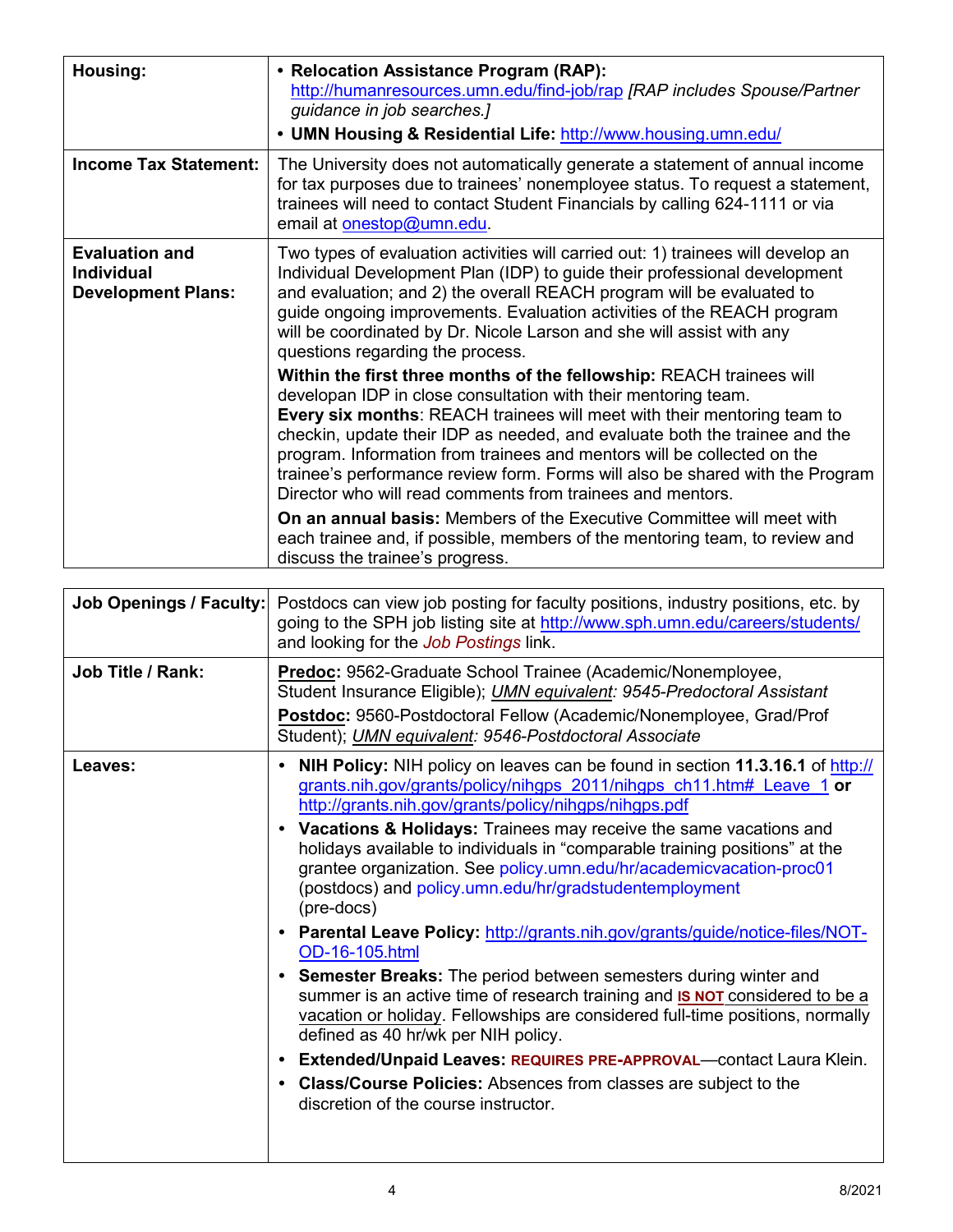| | |
|---|---|
| **Housing:** | • **Relocation Assistance Program (RAP):** http://humanresources.umn.edu/find-job/rap *[RAP includes Spouse/Partner guidance in job searches.]*<br>• **UMN Housing & Residential Life:** http://www.housing.umn.edu/ |
| **Income Tax Statement:** | The University does not automatically generate a statement of annual income for tax purposes due to trainees' nonemployee status. To request a statement, trainees will need to contact Student Financials by calling 624-1111 or via email at onestop@umn.edu. |
| **Evaluation and Individual Development Plans:** | Two types of evaluation activities will carried out: 1) trainees will develop an Individual Development Plan (IDP) to guide their professional development and evaluation; and 2) the overall REACH program will be evaluated to guide ongoing improvements. Evaluation activities of the REACH program will be coordinated by Dr. Nicole Larson and she will assist with any questions regarding the process.<br>**Within the first three months of the fellowship:** REACH trainees will developan IDP in close consultation with their mentoring team.<br>**Every six months**: REACH trainees will meet with their mentoring team to checkin, update their IDP as needed, and evaluate both the trainee and the program. Information from trainees and mentors will be collected on the trainee's performance review form. Forms will also be shared with the Program Director who will read comments from trainees and mentors.<br>**On an annual basis:** Members of the Executive Committee will meet with each trainee and, if possible, members of the mentoring team, to review and discuss the trainee's progress. |

| | |
|---|---|
| **Job Openings / Faculty:** | Postdocs can view job posting for faculty positions, industry positions, etc. by going to the SPH job listing site at http://www.sph.umn.edu/careers/students/ and looking for the *Job Postings* link. |
| **Job Title / Rank:** | **Predoc**: 9562-Graduate School Trainee (Academic/Nonemployee, Student Insurance Eligible); *UMN equivalent: 9545-Predoctoral Assistant*<br>**Postdoc:** 9560-Postdoctoral Fellow (Academic/Nonemployee, Grad/Prof Student); *UMN equivalent: 9546-Postdoctoral Associate* |
| **Leaves:** | • **NIH Policy:** NIH policy on leaves can be found in section **11.3.16.1** of http://grants.nih.gov/grants/policy/nihgps_2011/nihgps_ch11.htm#_Leave_1 **or** http://grants.nih.gov/grants/policy/nihgps/nihgps.pdf<br>• **Vacations & Holidays:** Trainees may receive the same vacations and holidays available to individuals in "comparable training positions" at the grantee organization. See policy.umn.edu/hr/academicvacation-proc01 (postdocs) and policy.umn.edu/hr/gradstudentemployment (pre-docs)<br>• **Parental Leave Policy:** http://grants.nih.gov/grants/guide/notice-files/NOT-OD-16-105.html<br>• **Semester Breaks:** The period between semesters during winter and summer is an active time of research training and **IS NOT** considered to be a vacation or holiday. Fellowships are considered full-time positions, normally defined as 40 hr/wk per NIH policy.<br>• **Extended/Unpaid Leaves: REQUIRES PRE-APPROVAL**—contact Laura Klein.<br>• **Class/Course Policies:** Absences from classes are subject to the discretion of the course instructor. |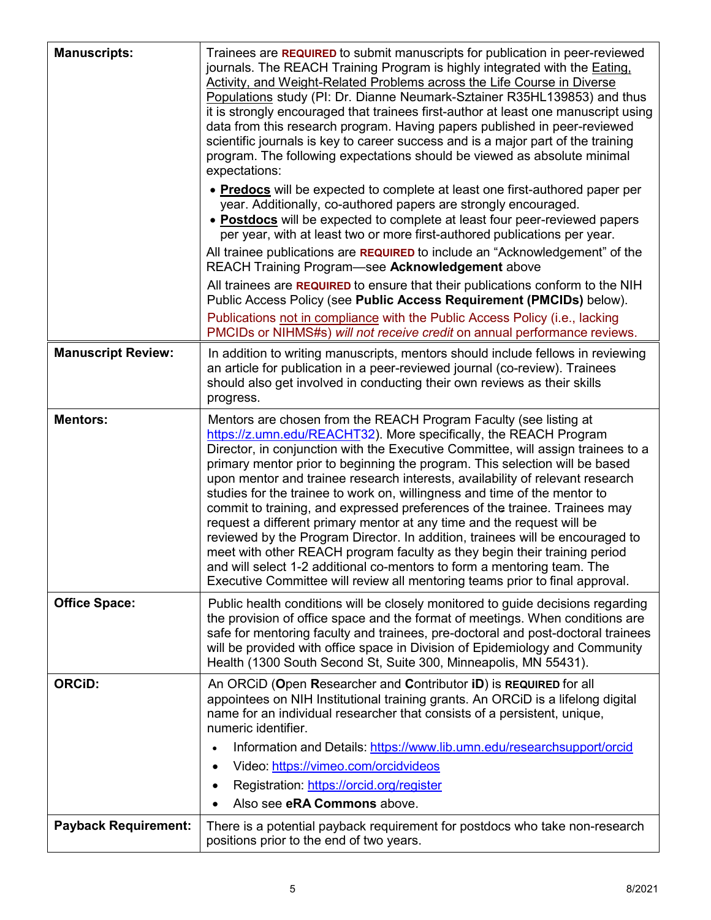| | |
|---|---|
| **Manuscripts:** | Trainees are **REQUIRED** to submit manuscripts for publication in peer-reviewed journals. The REACH Training Program is highly integrated with the Eating, Activity, and Weight-Related Problems across the Life Course in Diverse Populations study (PI: Dr. Dianne Neumark-Sztainer R35HL139853) and thus it is strongly encouraged that trainees first-author at least one manuscript using data from this research program. Having papers published in peer-reviewed scientific journals is key to career success and is a major part of the training program. The following expectations should be viewed as absolute minimal expectations:<br>• **Predocs** will be expected to complete at least one first-authored paper per year. Additionally, co-authored papers are strongly encouraged.<br>• **Postdocs** will be expected to complete at least four peer-reviewed papers per year, with at least two or more first-authored publications per year.<br>All trainee publications are **REQUIRED** to include an "Acknowledgement" of the REACH Training Program—see **Acknowledgement** above<br>All trainees are **REQUIRED** to ensure that their publications conform to the NIH Public Access Policy (see **Public Access Requirement (PMCIDs)** below).<br>Publications not in compliance with the Public Access Policy (i.e., lacking PMCIDs or NIHMS#s) *will not receive credit* on annual performance reviews. |
| **Manuscript Review:** | In addition to writing manuscripts, mentors should include fellows in reviewing an article for publication in a peer-reviewed journal (co-review). Trainees should also get involved in conducting their own reviews as their skills progress. |
| **Mentors:** | Mentors are chosen from the REACH Program Faculty (see listing at https://z.umn.edu/REACHT32). More specifically, the REACH Program Director, in conjunction with the Executive Committee, will assign trainees to a primary mentor prior to beginning the program. This selection will be based upon mentor and trainee research interests, availability of relevant research studies for the trainee to work on, willingness and time of the mentor to commit to training, and expressed preferences of the trainee. Trainees may request a different primary mentor at any time and the request will be reviewed by the Program Director. In addition, trainees will be encouraged to meet with other REACH program faculty as they begin their training period and will select 1-2 additional co-mentors to form a mentoring team. The Executive Committee will review all mentoring teams prior to final approval. |
| **Office Space:** | Public health conditions will be closely monitored to guide decisions regarding the provision of office space and the format of meetings. When conditions are safe for mentoring faculty and trainees, pre-doctoral and post-doctoral trainees will be provided with office space in Division of Epidemiology and Community Health (1300 South Second St, Suite 300, Minneapolis, MN 55431). |
| **ORCiD:** | An ORCiD (**O**pen **R**esearcher and **C**ontributor **iD**) is **REQUIRED** for all appointees on NIH Institutional training grants. An ORCiD is a lifelong digital name for an individual researcher that consists of a persistent, unique, numeric identifier.<br>• Information and Details: https://www.lib.umn.edu/researchsupport/orcid<br>• Video: https://vimeo.com/orcidvideos<br>• Registration: https://orcid.org/register<br>• Also see **eRA Commons** above. |
| **Payback Requirement:** | There is a potential payback requirement for postdocs who take non-research positions prior to the end of two years. |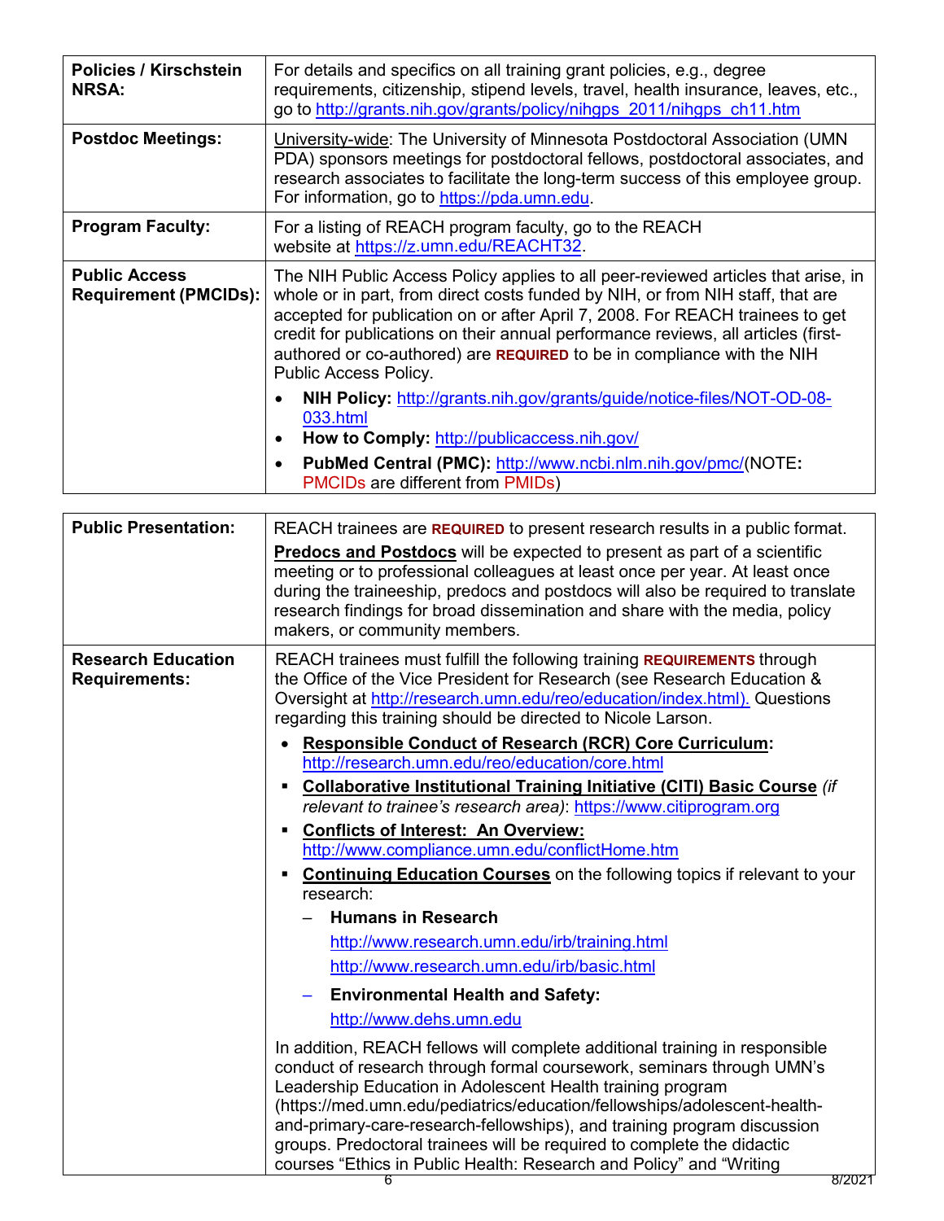| | |
|---|---|
| **Policies / Kirschstein NRSA:** | For details and specifics on all training grant policies, e.g., degree requirements, citizenship, stipend levels, travel, health insurance, leaves, etc., go to http://grants.nih.gov/grants/policy/nihgps_2011/nihgps_ch11.htm |
| **Postdoc Meetings:** | University-wide: The University of Minnesota Postdoctoral Association (UMN PDA) sponsors meetings for postdoctoral fellows, postdoctoral associates, and research associates to facilitate the long-term success of this employee group. For information, go to https://pda.umn.edu. |
| **Program Faculty:** | For a listing of REACH program faculty, go to the REACH website at https://z.umn.edu/REACHT32. |
| **Public Access Requirement (PMCIDs):** | The NIH Public Access Policy applies to all peer-reviewed articles that arise, in whole or in part, from direct costs funded by NIH, or from NIH staff, that are accepted for publication on or after April 7, 2008. For REACH trainees to get credit for publications on their annual performance reviews, all articles (first-authored or co-authored) are **REQUIRED** to be in compliance with the NIH Public Access Policy.<br>• **NIH Policy:** http://grants.nih.gov/grants/guide/notice-files/NOT-OD-08-033.html<br>• **How to Comply:** http://publicaccess.nih.gov/<br>• **PubMed Central (PMC):** http://www.ncbi.nlm.nih.gov/pmc/(NOTE**:** PMCIDs are different from PMIDs) |

| | |
|---|---|
| **Public Presentation:** | REACH trainees are **REQUIRED** to present research results in a public format.<br>**Predocs and Postdocs** will be expected to present as part of a scientific meeting or to professional colleagues at least once per year. At least once during the traineeship, predocs and postdocs will also be required to translate research findings for broad dissemination and share with the media, policy makers, or community members. |
| **Research Education Requirements:** | REACH trainees must fulfill the following training **REQUIREMENTS** through the Office of the Vice President for Research (see Research Education & Oversight at http://research.umn.edu/reo/education/index.html). Questions regarding this training should be directed to Nicole Larson.<br>• **Responsible Conduct of Research (RCR) Core Curriculum:** http://research.umn.edu/reo/education/core.html<br>▪ **Collaborative Institutional Training Initiative (CITI) Basic Course** *(if relevant to trainee's research area)*: https://www.citiprogram.org<br>▪ **Conflicts of Interest: An Overview:** http://www.compliance.umn.edu/conflictHome.htm<br>▪ **Continuing Education Courses** on the following topics if relevant to your research:<br>– **Humans in Research**<br>http://www.research.umn.edu/irb/training.html<br>http://www.research.umn.edu/irb/basic.html<br>– **Environmental Health and Safety:**<br>http://www.dehs.umn.edu<br><br>In addition, REACH fellows will complete additional training in responsible conduct of research through formal coursework, seminars through UMN's Leadership Education in Adolescent Health training program (https://med.umn.edu/pediatrics/education/fellowships/adolescent-health-and-primary-care-research-fellowships), and training program discussion groups. Predoctoral trainees will be required to complete the didactic courses "Ethics in Public Health: Research and Policy" and "Writing |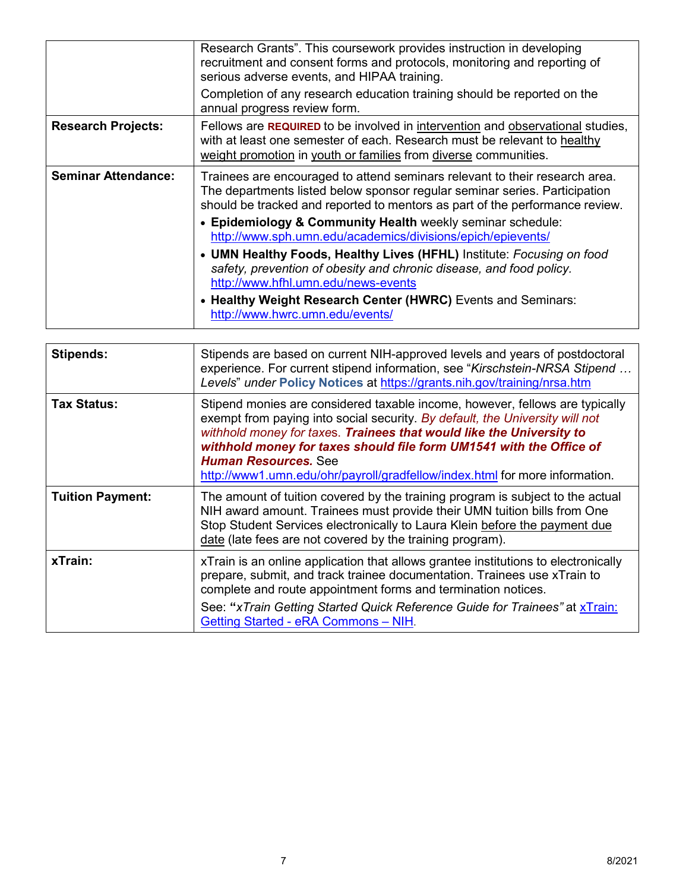| | |
|---|---|
| | Research Grants". This coursework provides instruction in developing recruitment and consent forms and protocols, monitoring and reporting of serious adverse events, and HIPAA training.<br>Completion of any research education training should be reported on the annual progress review form. |
| **Research Projects:** | Fellows are **REQUIRED** to be involved in intervention and observational studies, with at least one semester of each. Research must be relevant to healthy weight promotion in youth or families from diverse communities. |
| **Seminar Attendance:** | Trainees are encouraged to attend seminars relevant to their research area. The departments listed below sponsor regular seminar series. Participation should be tracked and reported to mentors as part of the performance review.<br>• **Epidemiology & Community Health** weekly seminar schedule: http://www.sph.umn.edu/academics/divisions/epich/epievents/<br>• **UMN Healthy Foods, Healthy Lives (HFHL)** Institute: *Focusing on food safety, prevention of obesity and chronic disease, and food policy.* http://www.hfhl.umn.edu/news-events<br>• **Healthy Weight Research Center (HWRC)** Events and Seminars: http://www.hwrc.umn.edu/events/ |

| | |
|---|---|
| **Stipends:** | Stipends are based on current NIH-approved levels and years of postdoctoral experience. For current stipend information, see "*Kirschstein-NRSA Stipend … Levels*" *under* **Policy Notices** at https://grants.nih.gov/training/nrsa.htm |
| **Tax Status:** | Stipend monies are considered taxable income, however, fellows are typically exempt from paying into social security. *By default, the University will not withhold money for taxes*. ***Trainees that would like the University to withhold money for taxes should file form UM1541 with the Office of Human Resources.*** See http://www1.umn.edu/ohr/payroll/gradfellow/index.html for more information. |
| **Tuition Payment:** | The amount of tuition covered by the training program is subject to the actual NIH award amount. Trainees must provide their UMN tuition bills from One Stop Student Services electronically to Laura Klein before the payment due date (late fees are not covered by the training program). |
| **xTrain:** | xTrain is an online application that allows grantee institutions to electronically prepare, submit, and track trainee documentation. Trainees use xTrain to complete and route appointment forms and termination notices.<br>See: **"***xTrain Getting Started Quick Reference Guide for Trainees"* at xTrain: Getting Started - eRA Commons – NIH. |